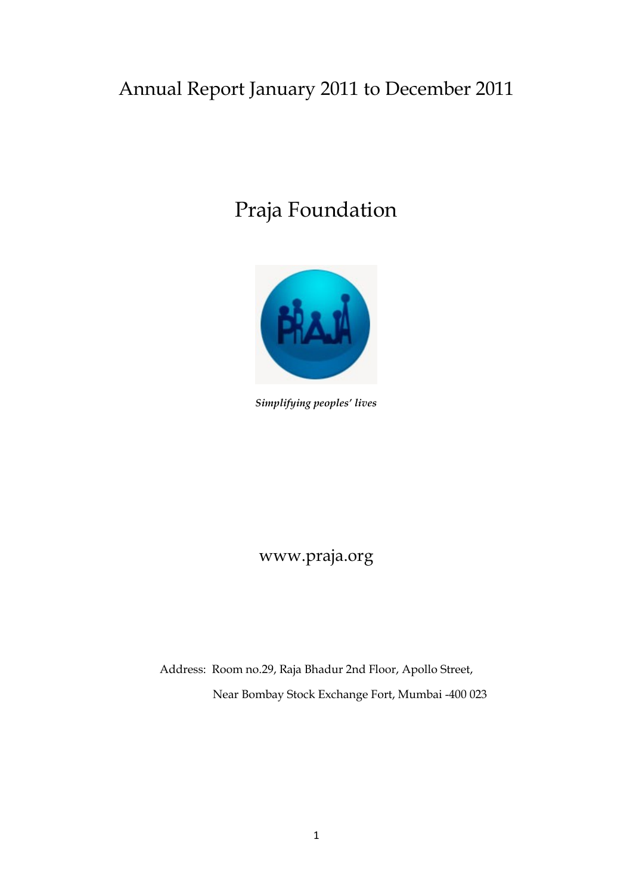# Annual Report January 2011 to December 2011

# Praja Foundation

*Simplifying peoples' lives*

www.praja.org

Address: Room no.29, Raja Bhadur 2nd Floor, Apollo Street,
Near Bombay Stock Exchange Fort, Mumbai -400 023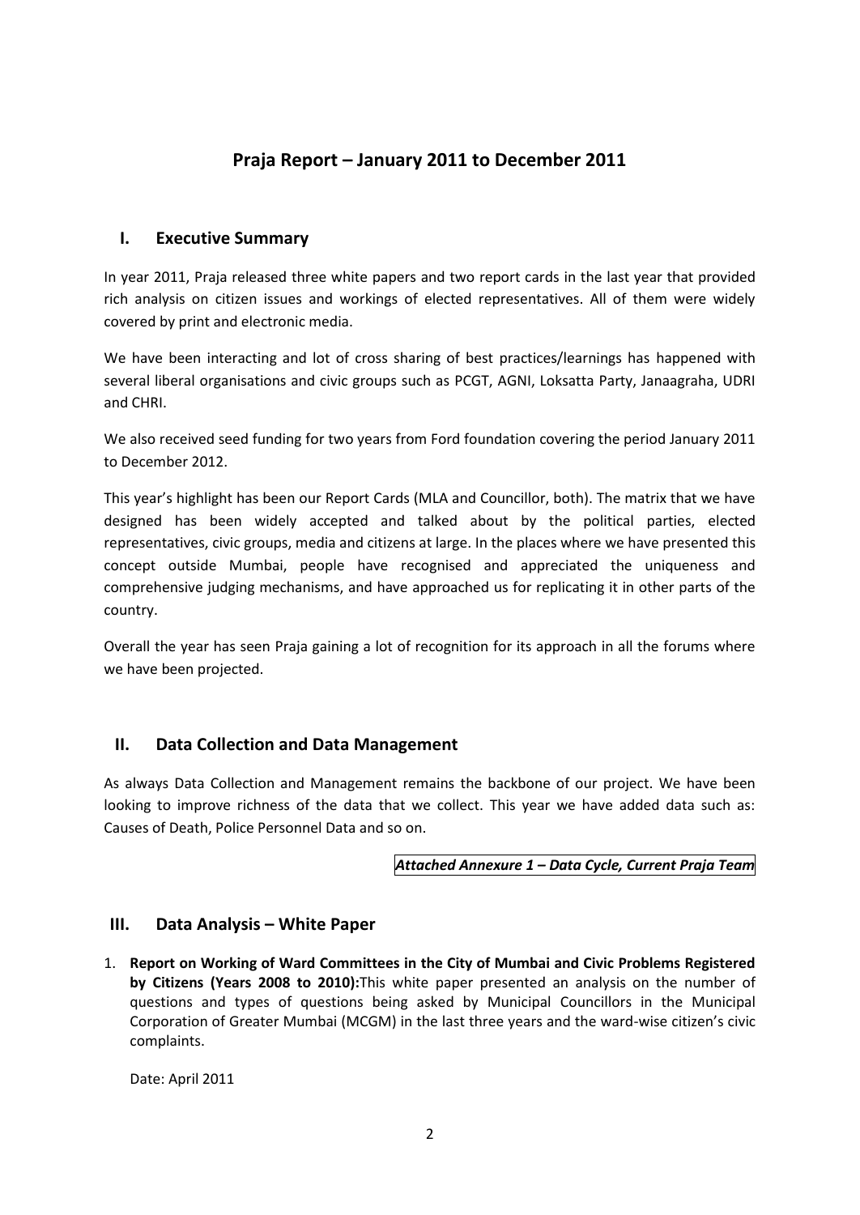# Praja Report – January 2011 to December 2011

## I. Executive Summary

In year 2011, Praja released three white papers and two report cards in the last year that provided rich analysis on citizen issues and workings of elected representatives. All of them were widely covered by print and electronic media.

We have been interacting and lot of cross sharing of best practices/learnings has happened with several liberal organisations and civic groups such as PCGT, AGNI, Loksatta Party, Janaagraha, UDRI and CHRI.

We also received seed funding for two years from Ford foundation covering the period January 2011 to December 2012.

This year's highlight has been our Report Cards (MLA and Councillor, both). The matrix that we have designed has been widely accepted and talked about by the political parties, elected representatives, civic groups, media and citizens at large. In the places where we have presented this concept outside Mumbai, people have recognised and appreciated the uniqueness and comprehensive judging mechanisms, and have approached us for replicating it in other parts of the country.

Overall the year has seen Praja gaining a lot of recognition for its approach in all the forums where we have been projected.

## II. Data Collection and Data Management

As always Data Collection and Management remains the backbone of our project. We have been looking to improve richness of the data that we collect. This year we have added data such as: Causes of Death, Police Personnel Data and so on.

***Attached Annexure 1 – Data Cycle, Current Praja Team***

## III. Data Analysis – White Paper

1. **Report on Working of Ward Committees in the City of Mumbai and Civic Problems Registered by Citizens (Years 2008 to 2010):** This white paper presented an analysis on the number of questions and types of questions being asked by Municipal Councillors in the Municipal Corporation of Greater Mumbai (MCGM) in the last three years and the ward-wise citizen's civic complaints.

   Date: April 2011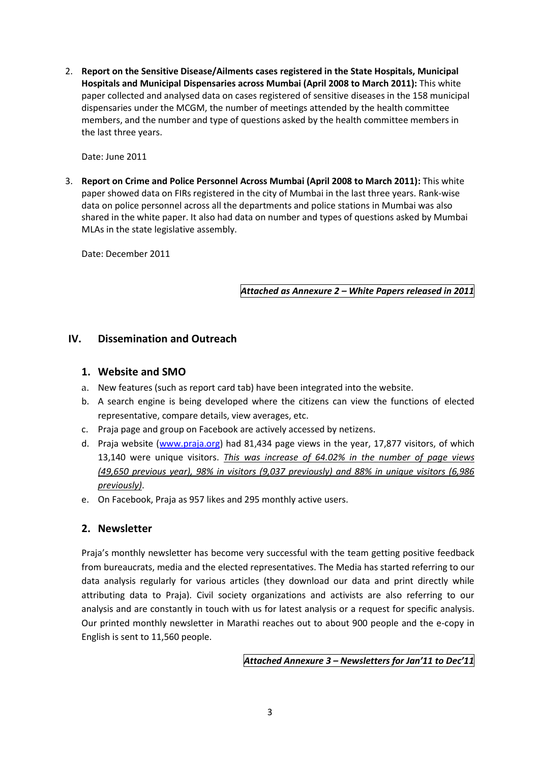2. **Report on the Sensitive Disease/Ailments cases registered in the State Hospitals, Municipal Hospitals and Municipal Dispensaries across Mumbai (April 2008 to March 2011):** This white paper collected and analysed data on cases registered of sensitive diseases in the 158 municipal dispensaries under the MCGM, the number of meetings attended by the health committee members, and the number and type of questions asked by the health committee members in the last three years.

   Date: June 2011

3. **Report on Crime and Police Personnel Across Mumbai (April 2008 to March 2011):** This white paper showed data on FIRs registered in the city of Mumbai in the last three years. Rank-wise data on police personnel across all the departments and police stations in Mumbai was also shared in the white paper. It also had data on number and types of questions asked by Mumbai MLAs in the state legislative assembly.

   Date: December 2011

***Attached as Annexure 2 – White Papers released in 2011***

## IV. Dissemination and Outreach

### 1. Website and SMO

a. New features (such as report card tab) have been integrated into the website.
b. A search engine is being developed where the citizens can view the functions of elected representative, compare details, view averages, etc.
c. Praja page and group on Facebook are actively accessed by netizens.
d. Praja website (www.praja.org) had 81,434 page views in the year, 17,877 visitors, of which 13,140 were unique visitors. *This was increase of 64.02% in the number of page views (49,650 previous year), 98% in visitors (9,037 previously) and 88% in unique visitors (6,986 previously)*.
e. On Facebook, Praja as 957 likes and 295 monthly active users.

### 2. Newsletter

Praja's monthly newsletter has become very successful with the team getting positive feedback from bureaucrats, media and the elected representatives. The Media has started referring to our data analysis regularly for various articles (they download our data and print directly while attributing data to Praja). Civil society organizations and activists are also referring to our analysis and are constantly in touch with us for latest analysis or a request for specific analysis. Our printed monthly newsletter in Marathi reaches out to about 900 people and the e-copy in English is sent to 11,560 people.

***Attached Annexure 3 – Newsletters for Jan'11 to Dec'11***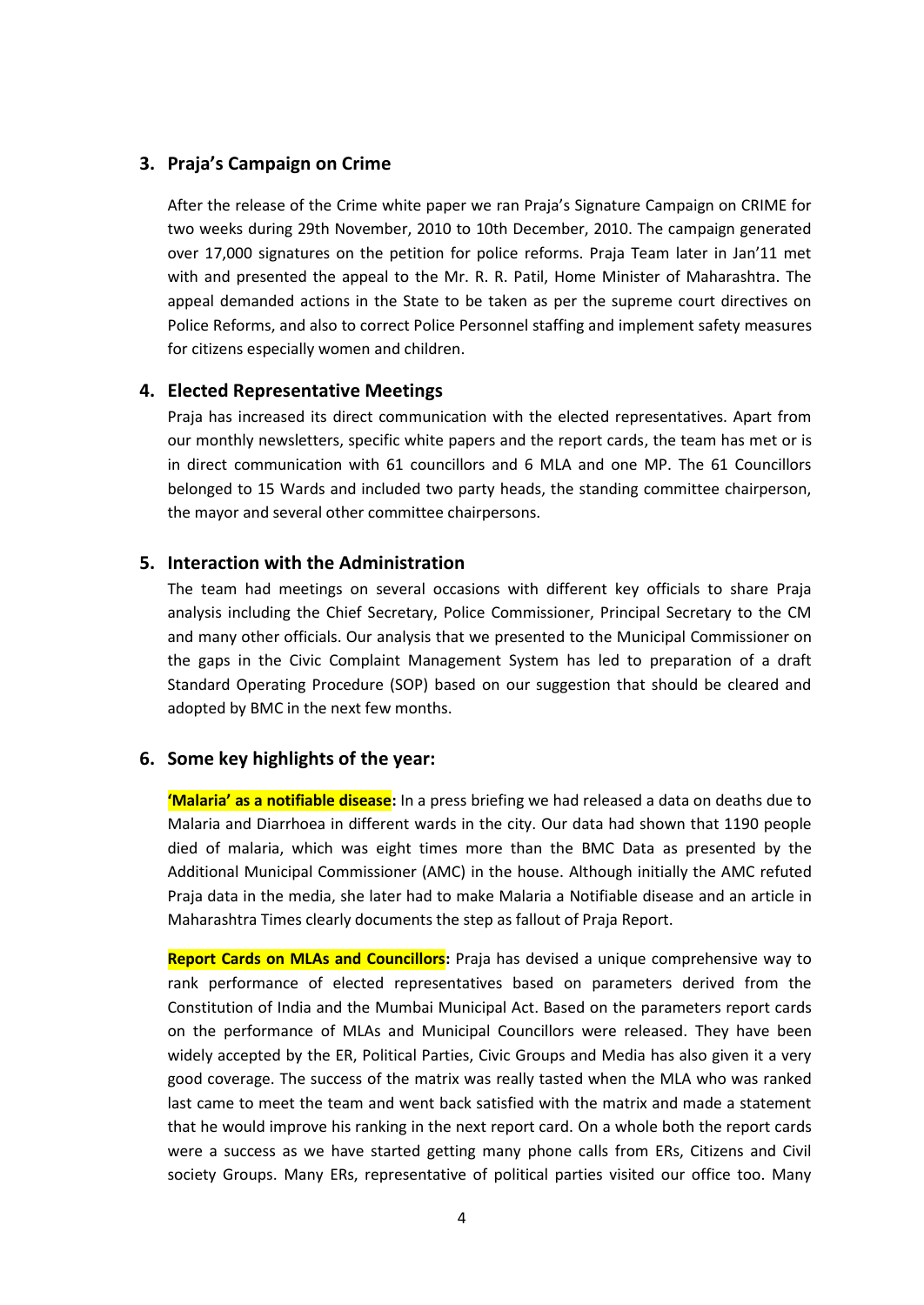## 3. Praja's Campaign on Crime

After the release of the Crime white paper we ran Praja's Signature Campaign on CRIME for two weeks during 29th November, 2010 to 10th December, 2010. The campaign generated over 17,000 signatures on the petition for police reforms. Praja Team later in Jan'11 met with and presented the appeal to the Mr. R. R. Patil, Home Minister of Maharashtra. The appeal demanded actions in the State to be taken as per the supreme court directives on Police Reforms, and also to correct Police Personnel staffing and implement safety measures for citizens especially women and children.

## 4. Elected Representative Meetings

Praja has increased its direct communication with the elected representatives. Apart from our monthly newsletters, specific white papers and the report cards, the team has met or is in direct communication with 61 councillors and 6 MLA and one MP. The 61 Councillors belonged to 15 Wards and included two party heads, the standing committee chairperson, the mayor and several other committee chairpersons.

## 5. Interaction with the Administration

The team had meetings on several occasions with different key officials to share Praja analysis including the Chief Secretary, Police Commissioner, Principal Secretary to the CM and many other officials. Our analysis that we presented to the Municipal Commissioner on the gaps in the Civic Complaint Management System has led to preparation of a draft Standard Operating Procedure (SOP) based on our suggestion that should be cleared and adopted by BMC in the next few months.

## 6. Some key highlights of the year:

**'Malaria' as a notifiable disease:** In a press briefing we had released a data on deaths due to Malaria and Diarrhoea in different wards in the city. Our data had shown that 1190 people died of malaria, which was eight times more than the BMC Data as presented by the Additional Municipal Commissioner (AMC) in the house. Although initially the AMC refuted Praja data in the media, she later had to make Malaria a Notifiable disease and an article in Maharashtra Times clearly documents the step as fallout of Praja Report.

**Report Cards on MLAs and Councillors:** Praja has devised a unique comprehensive way to rank performance of elected representatives based on parameters derived from the Constitution of India and the Mumbai Municipal Act. Based on the parameters report cards on the performance of MLAs and Municipal Councillors were released. They have been widely accepted by the ER, Political Parties, Civic Groups and Media has also given it a very good coverage. The success of the matrix was really tasted when the MLA who was ranked last came to meet the team and went back satisfied with the matrix and made a statement that he would improve his ranking in the next report card. On a whole both the report cards were a success as we have started getting many phone calls from ERs, Citizens and Civil society Groups. Many ERs, representative of political parties visited our office too. Many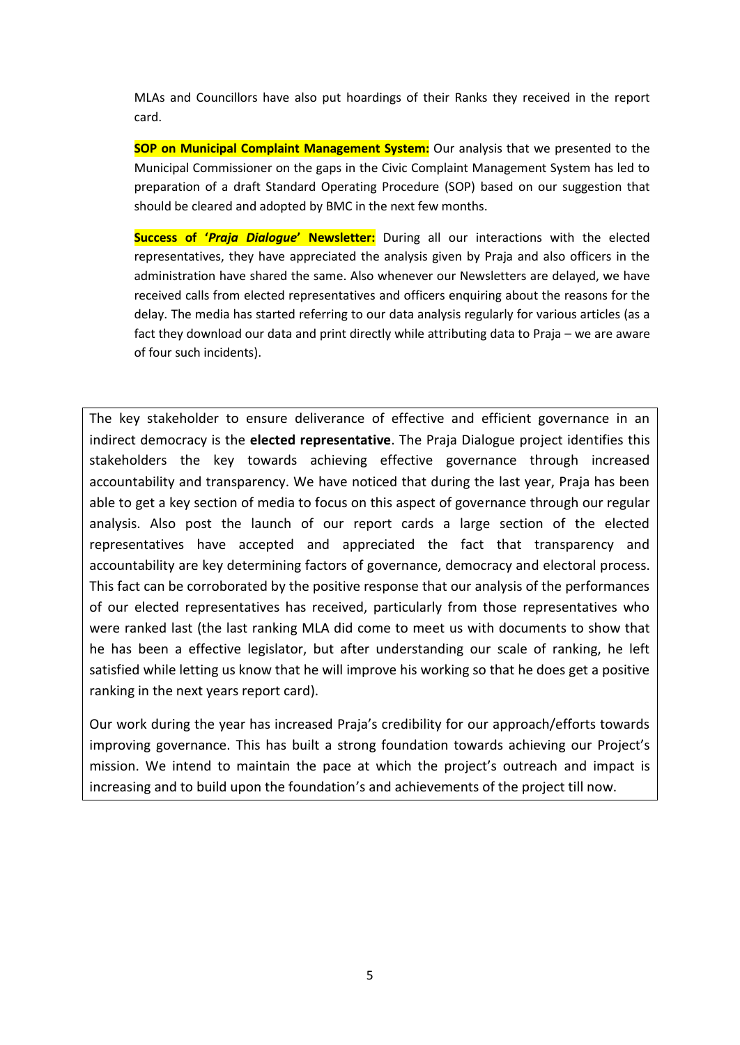MLAs and Councillors have also put hoardings of their Ranks they received in the report card.

**SOP on Municipal Complaint Management System:** Our analysis that we presented to the Municipal Commissioner on the gaps in the Civic Complaint Management System has led to preparation of a draft Standard Operating Procedure (SOP) based on our suggestion that should be cleared and adopted by BMC in the next few months.

**Success of '*Praja Dialogue*' Newsletter:** During all our interactions with the elected representatives, they have appreciated the analysis given by Praja and also officers in the administration have shared the same. Also whenever our Newsletters are delayed, we have received calls from elected representatives and officers enquiring about the reasons for the delay. The media has started referring to our data analysis regularly for various articles (as a fact they download our data and print directly while attributing data to Praja – we are aware of four such incidents).

The key stakeholder to ensure deliverance of effective and efficient governance in an indirect democracy is the **elected representative**. The Praja Dialogue project identifies this stakeholders the key towards achieving effective governance through increased accountability and transparency. We have noticed that during the last year, Praja has been able to get a key section of media to focus on this aspect of governance through our regular analysis. Also post the launch of our report cards a large section of the elected representatives have accepted and appreciated the fact that transparency and accountability are key determining factors of governance, democracy and electoral process. This fact can be corroborated by the positive response that our analysis of the performances of our elected representatives has received, particularly from those representatives who were ranked last (the last ranking MLA did come to meet us with documents to show that he has been a effective legislator, but after understanding our scale of ranking, he left satisfied while letting us know that he will improve his working so that he does get a positive ranking in the next years report card).

Our work during the year has increased Praja's credibility for our approach/efforts towards improving governance. This has built a strong foundation towards achieving our Project's mission. We intend to maintain the pace at which the project's outreach and impact is increasing and to build upon the foundation's and achievements of the project till now.